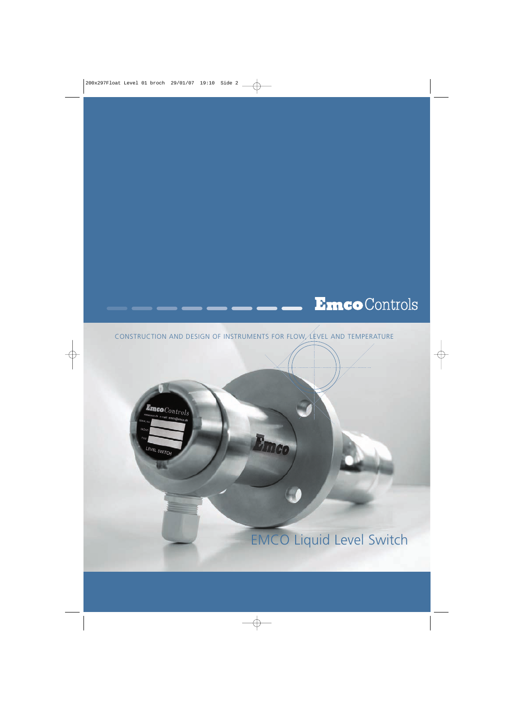**Emco**Controls

CONSTRUCTION AND DESIGN OF INSTRUMENTS FOR FLOW, LEVEL AND TEMPERATURE

# EMCO Liquid Level Switch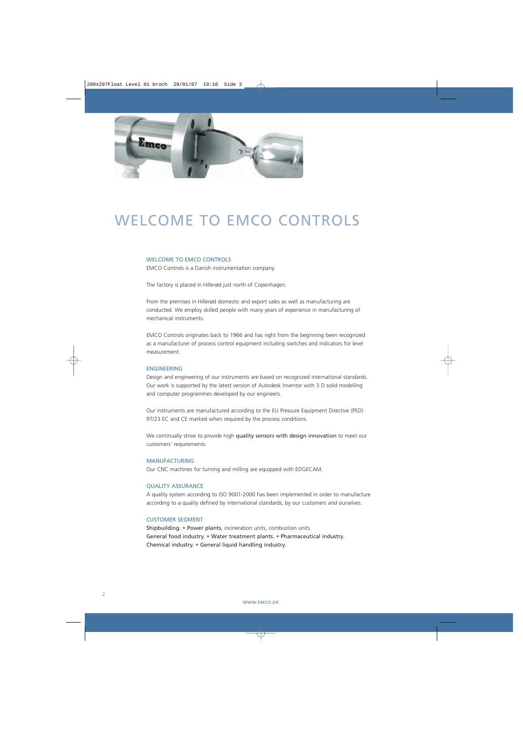# WELCOME TO EMCO CONTROLS

## WELCOME TO EMCO CONTROLS

EMCO Controls is a Danish instrumentation company.

The factory is placed in Hillerød just north of Copenhagen.

From the premises in Hillerød domestic and export sales as well as manufacturing are conducted. We employ skilled people with many years of experience in manufacturing of mechanical instruments.

EMCO Controls originates back to 1966 and has right from the beginning been recognized as a manufacturer of process control equipment including switches and indicators for level measurement.

## ENGINEERING

Design and engineering of our instruments are based on recognized international standards. Our work is supported by the latest version of Autodesk Inventor with 3 D solid modelling and computer programmes developed by our engineers.

Our instruments are manufactured according to the EU Pressure Equipment Directive (PED) 97/23 EC and CE marked when required by the process conditions.

We continually strive to provide high quality sensors with design innovation to meet our customers' requirements.

## MANUFACTURING

Our CNC machines for turning and milling are equipped with EDGECAM.

## QUALITY ASSURANCE

A quality system according to ISO 9001-2000 has been implemented in order to manufacture according to a quality defined by international standards, by our customers and ourselves.

## CUSTOMER SEGMENT

Shipbuilding. • Power plants, incineration units, combustion units.
General food industry. • Water treatment plants. • Pharmaceutical industry.
Chemical industry. • General liquid handling industry.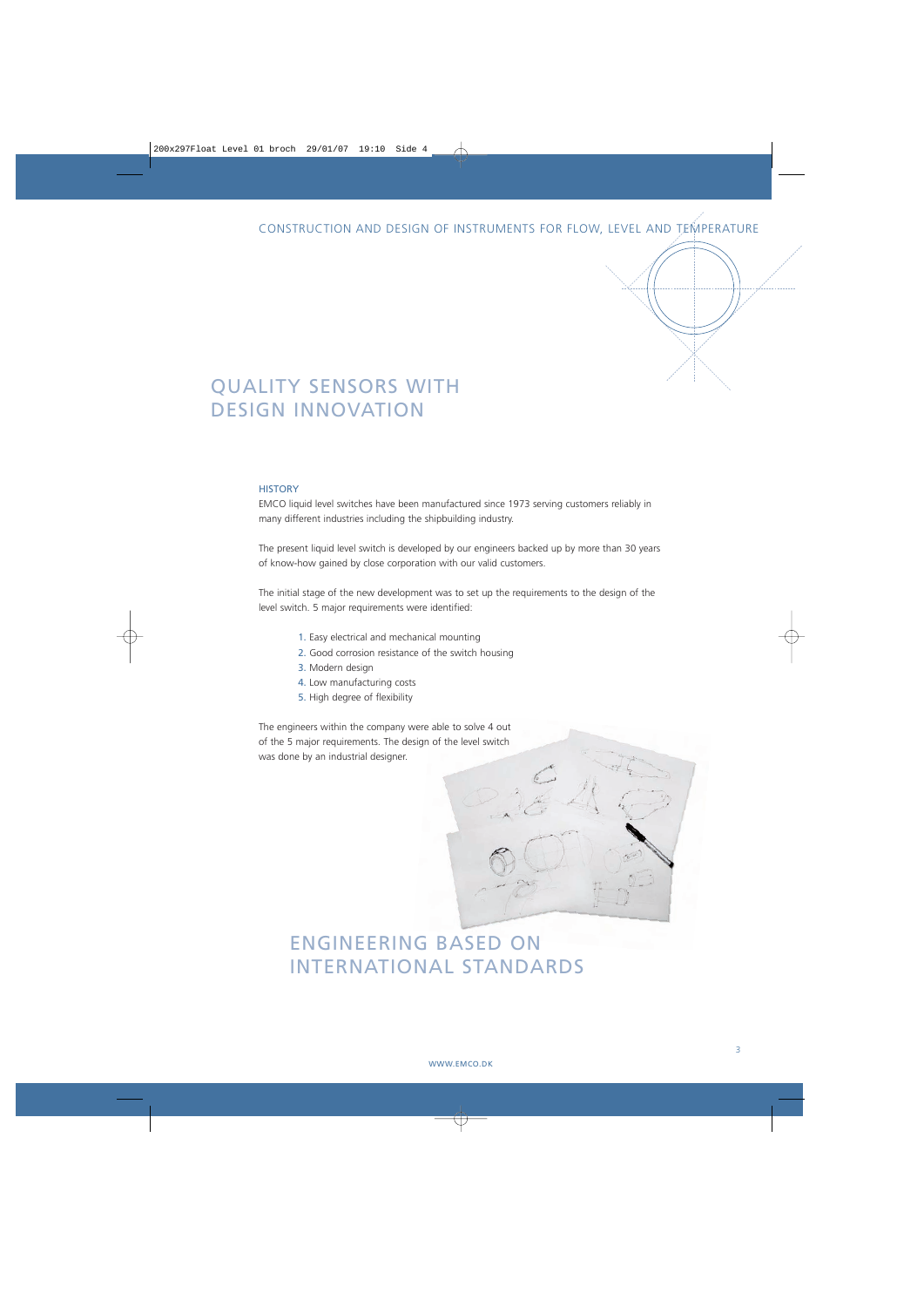CONSTRUCTION AND DESIGN OF INSTRUMENTS FOR FLOW, LEVEL AND TEMPERATURE

# QUALITY SENSORS WITH DESIGN INNOVATION

### HISTORY

EMCO liquid level switches have been manufactured since 1973 serving customers reliably in many different industries including the shipbuilding industry.

The present liquid level switch is developed by our engineers backed up by more than 30 years of know-how gained by close corporation with our valid customers.

The initial stage of the new development was to set up the requirements to the design of the level switch. 5 major requirements were identified:

1. Easy electrical and mechanical mounting
2. Good corrosion resistance of the switch housing
3. Modern design
4. Low manufacturing costs
5. High degree of flexibility

The engineers within the company were able to solve 4 out of the 5 major requirements. The design of the level switch was done by an industrial designer.

# ENGINEERING BASED ON INTERNATIONAL STANDARDS

WWW.EMCO.DK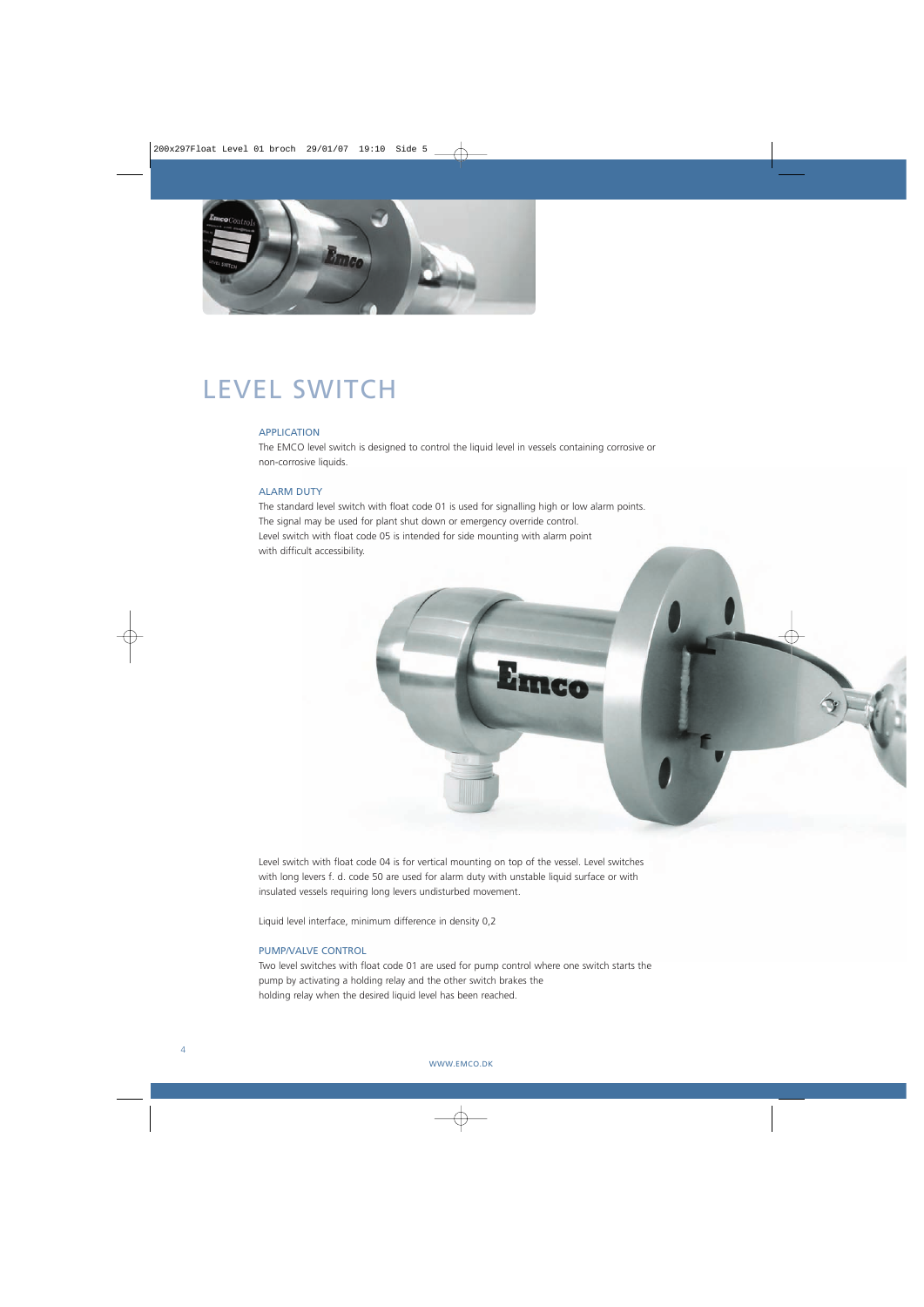# LEVEL SWITCH

## APPLICATION

The EMCO level switch is designed to control the liquid level in vessels containing corrosive or non-corrosive liquids.

## ALARM DUTY

The standard level switch with float code 01 is used for signalling high or low alarm points. The signal may be used for plant shut down or emergency override control.
Level switch with float code 05 is intended for side mounting with alarm point with difficult accessibility.

Level switch with float code 04 is for vertical mounting on top of the vessel. Level switches with long levers f. d. code 50 are used for alarm duty with unstable liquid surface or with insulated vessels requiring long levers undisturbed movement.

Liquid level interface, minimum difference in density 0,2

## PUMP/VALVE CONTROL

Two level switches with float code 01 are used for pump control where one switch starts the pump by activating a holding relay and the other switch brakes the holding relay when the desired liquid level has been reached.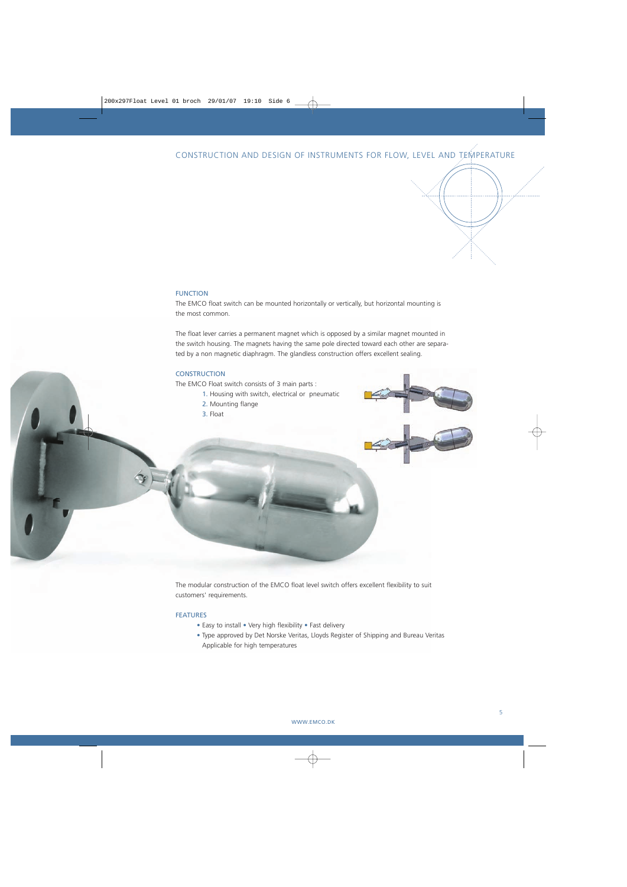# CONSTRUCTION AND DESIGN OF INSTRUMENTS FOR FLOW, LEVEL AND TEMPERATURE

## FUNCTION

The EMCO float switch can be mounted horizontally or vertically, but horizontal mounting is the most common.

The float lever carries a permanent magnet which is opposed by a similar magnet mounted in the switch housing. The magnets having the same pole directed toward each other are separated by a non magnetic diaphragm. The glandless construction offers excellent sealing.

## CONSTRUCTION

The EMCO Float switch consists of 3 main parts :

1. Housing with switch, electrical or pneumatic
2. Mounting flange
3. Float

The modular construction of the EMCO float level switch offers excellent flexibility to suit customers' requirements.

## FEATURES

- Easy to install • Very high flexibility • Fast delivery
- Type approved by Det Norske Veritas, Lloyds Register of Shipping and Bureau Veritas Applicable for high temperatures

WWW.EMCO.DK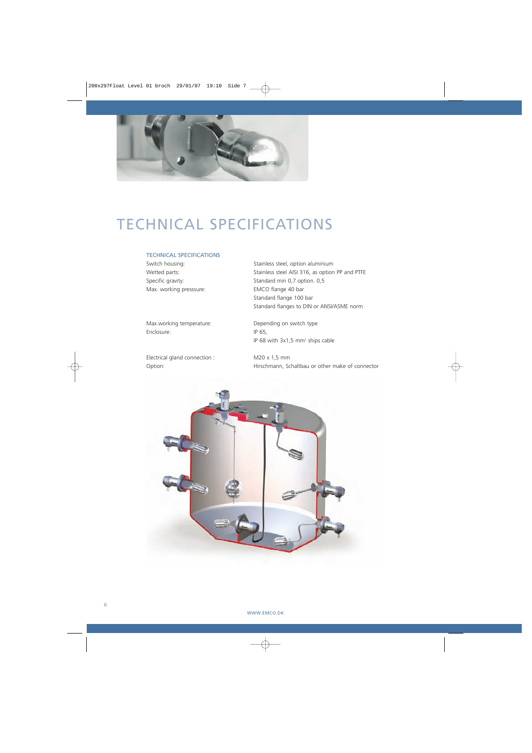# TECHNICAL SPECIFICATIONS

### TECHNICAL SPECIFICATIONS

| | |
|---|---|
| Switch housing: | Stainless steel, option aluminium |
| Wetted parts: | Stainless steel AISI 316, as option PP and PTFE |
| Specific gravity: | Standard min 0,7 option. 0,5 |
| Max. working presssure: | EMCO flange 40 bar<br>Standard flange 100 bar<br>Standard flanges to DIN or ANSI/ASME norm |
| Max.working temperature: | Depending on switch type |
| Enclosure: | IP 65,<br>IP 68 with 3x1,5 mm² ships cable |
| Electrical gland connection : | M20 x 1,5 mm |
| Option: | Hirschmann, Schaltbau or other make of connector |

WWW.EMCO.DK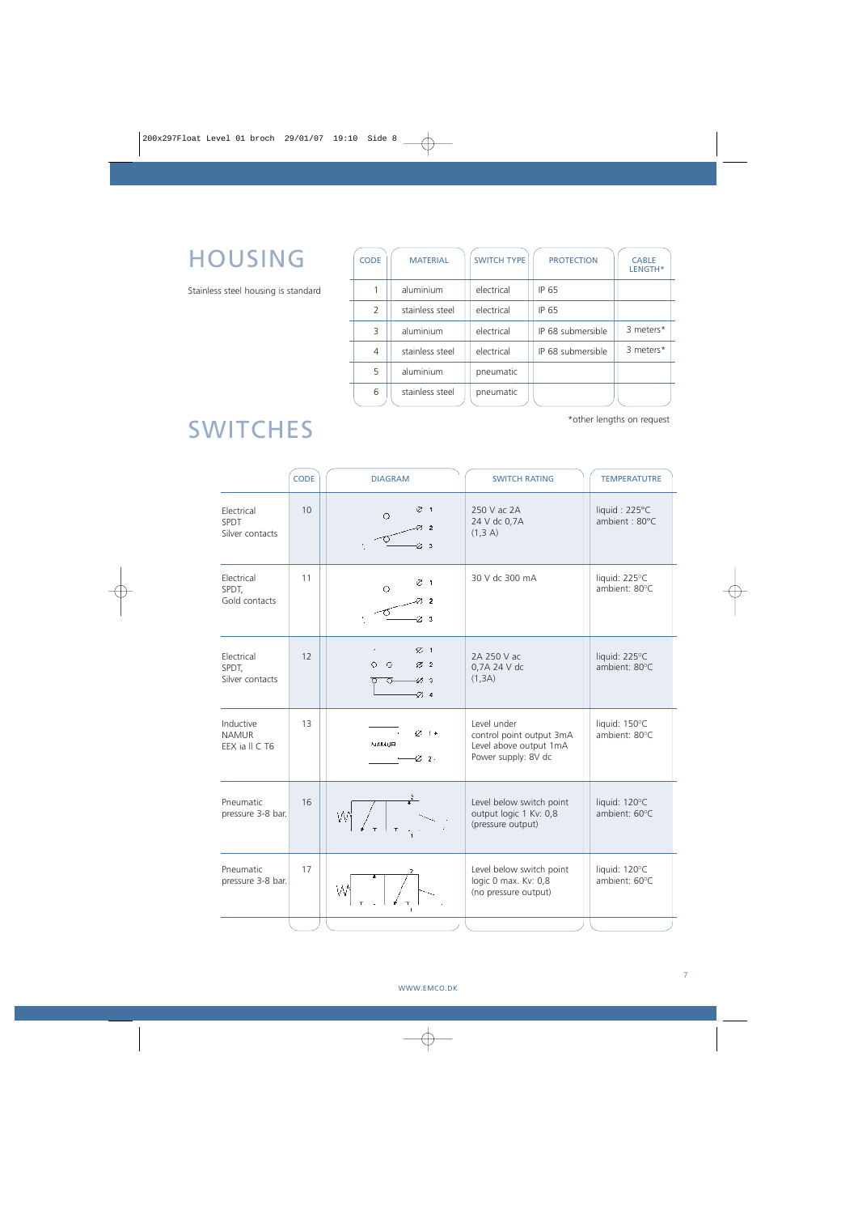# HOUSING

Stainless steel housing is standard

| CODE | MATERIAL | SWITCH TYPE | PROTECTION | CABLE LENGTH* |
|---|---|---|---|---|
| 1 | aluminium | electrical | IP 65 | |
| 2 | stainless steel | electrical | IP 65 | |
| 3 | aluminium | electrical | IP 68 submersible | 3 meters* |
| 4 | stainless steel | electrical | IP 68 submersible | 3 meters* |
| 5 | aluminium | pneumatic | | |
| 6 | stainless steel | pneumatic | | |

*other lengths on request

# SWITCHES

| | CODE | DIAGRAM | SWITCH RATING | TEMPERATUTRE |
|---|---|---|---|---|
| Electrical SPDT Silver contacts | 10 | 1, 2, 3 | 250 V ac 2A<br>24 V dc 0,7A<br>(1,3 A) | liquid : 225°C<br>ambient : 80°C |
| Electrical SPDT, Gold contacts | 11 | 1, 2, 3 | 30 V dc 300 mA | liquid: 225°C<br>ambient: 80°C |
| Electrical SPDT, Silver contacts | 12 | 1, 2, 3, 4 | 2A 250 V ac<br>0,7A 24 V dc<br>(1,3A) | liquid: 225°C<br>ambient: 80°C |
| Inductive NAMUR EEX ia II C T6 | 13 | NAMUR 1 +, 2 - | Level under control point output 3mA<br>Level above output 1mA<br>Power supply: 8V dc | liquid: 150°C<br>ambient: 80°C |
| Pneumatic pressure 3-8 bar. | 16 | | Level below switch point output logic 1 Kv: 0,8<br>(pressure output) | liquid: 120°C<br>ambient: 60°C |
| Pneumatic pressure 3-8 bar. | 17 | | Level below switch point logic 0 max. Kv: 0,8<br>(no pressure output) | liquid: 120°C<br>ambient: 60°C |

WWW.EMCO.DK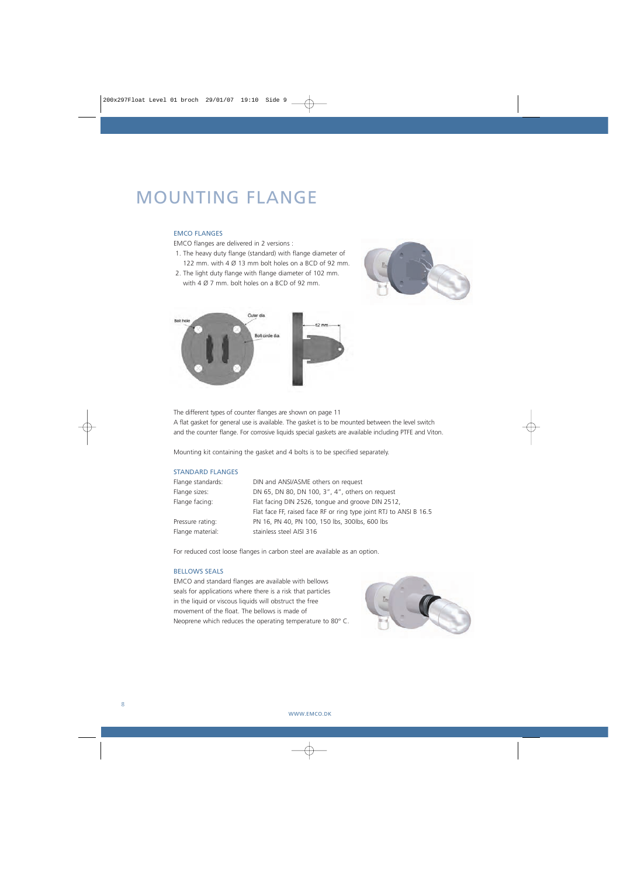# MOUNTING FLANGE

### EMCO FLANGES

EMCO flanges are delivered in 2 versions :

1. The heavy duty flange (standard) with flange diameter of 122 mm. with 4 Ø 13 mm bolt holes on a BCD of 92 mm.
2. The light duty flange with flange diameter of 102 mm. with 4 Ø 7 mm. bolt holes on a BCD of 92 mm.

The different types of counter flanges are shown on page 11

A flat gasket for general use is available. The gasket is to be mounted between the level switch and the counter flange. For corrosive liquids special gaskets are available including PTFE and Viton.

Mounting kit containing the gasket and 4 bolts is to be specified separately.

### STANDARD FLANGES

| | |
|---|---|
| Flange standards: | DIN and ANSI/ASME others on request |
| Flange sizes: | DN 65, DN 80, DN 100, 3", 4", others on request |
| Flange facing: | Flat facing DIN 2526, tongue and groove DIN 2512, Flat face FF, raised face RF or ring type joint RTJ to ANSI B 16.5 |
| Pressure rating: | PN 16, PN 40, PN 100, 150 lbs, 300lbs, 600 lbs |
| Flange material: | stainless steel AISI 316 |

For reduced cost loose flanges in carbon steel are available as an option.

### BELLOWS SEALS

EMCO and standard flanges are available with bellows seals for applications where there is a risk that particles in the liquid or viscous liquids will obstruct the free movement of the float. The bellows is made of Neoprene which reduces the operating temperature to 80° C.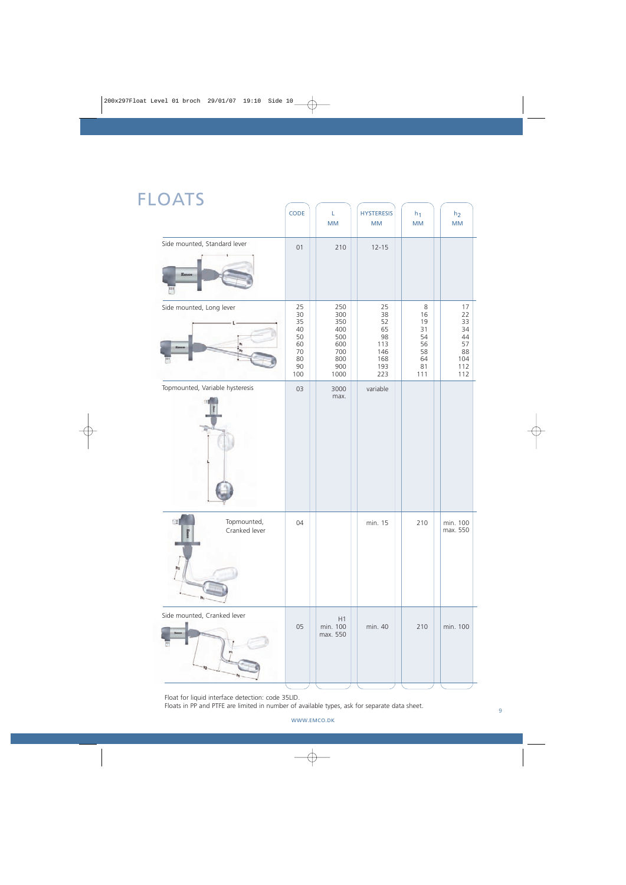# FLOATS

| | CODE | L MM | HYSTERESIS MM | $h_1$ MM | $h_2$ MM |
|---|---|---|---|---|---|
| Side mounted, Standard lever | 01 | 210 | 12-15 | | |
| Side mounted, Long lever | 25 | 250 | 25 | 8 | 17 |
| | 30 | 300 | 38 | 16 | 22 |
| | 35 | 350 | 52 | 19 | 33 |
| | 40 | 400 | 65 | 31 | 34 |
| | 50 | 500 | 98 | 54 | 44 |
| | 60 | 600 | 113 | 56 | 57 |
| | 70 | 700 | 146 | 58 | 88 |
| | 80 | 800 | 168 | 64 | 104 |
| | 90 | 900 | 193 | 81 | 112 |
| | 100 | 1000 | 223 | 111 | 112 |
| Topmounted, Variable hysteresis | 03 | 3000 max. | variable | | |
| Topmounted, Cranked lever | 04 | | min. 15 | 210 | min. 100 max. 550 |
| Side mounted, Cranked lever | 05 | H1 min. 100 max. 550 | min. 40 | 210 | min. 100 |

Float for liquid interface detection: code 35LID.
Floats in PP and PTFE are limited in number of available types, ask for separate data sheet.

WWW.EMCO.DK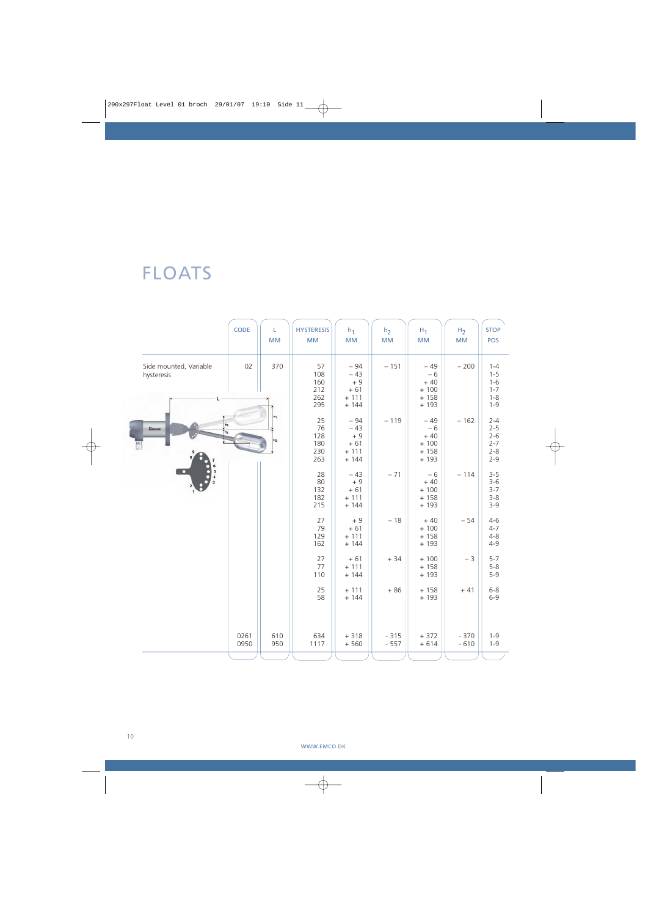# FLOATS

| | CODE | L MM | HYSTERESIS MM | $h_1$ MM | $h_2$ MM | $H_1$ MM | $H_2$ MM | STOP POS |
|---|---|---|---|---|---|---|---|---|
| Side mounted, Variable hysteresis | 02 | 370 | 57 | – 94 | – 151 | – 49 | – 200 | 1-4 |
| | | | 108 | – 43 | | – 6 | | 1-5 |
| | | | 160 | + 9 | | + 40 | | 1-6 |
| | | | 212 | + 61 | | + 100 | | 1-7 |
| | | | 262 | + 111 | | + 158 | | 1-8 |
| | | | 295 | + 144 | | + 193 | | 1-9 |
| | | | 25 | – 94 | – 119 | – 49 | – 162 | 2-4 |
| | | | 76 | – 43 | | – 6 | | 2-5 |
| | | | 128 | + 9 | | + 40 | | 2-6 |
| | | | 180 | + 61 | | + 100 | | 2-7 |
| | | | 230 | + 111 | | + 158 | | 2-8 |
| | | | 263 | + 144 | | + 193 | | 2-9 |
| | | | 28 | – 43 | – 71 | – 6 | – 114 | 3-5 |
| | | | 80 | + 9 | | + 40 | | 3-6 |
| | | | 132 | + 61 | | + 100 | | 3-7 |
| | | | 182 | + 111 | | + 158 | | 3-8 |
| | | | 215 | + 144 | | + 193 | | 3-9 |
| | | | 27 | + 9 | – 18 | + 40 | – 54 | 4-6 |
| | | | 79 | + 61 | | + 100 | | 4-7 |
| | | | 129 | + 111 | | + 158 | | 4-8 |
| | | | 162 | + 144 | | + 193 | | 4-9 |
| | | | 27 | + 61 | + 34 | + 100 | – 3 | 5-7 |
| | | | 77 | + 111 | | + 158 | | 5-8 |
| | | | 110 | + 144 | | + 193 | | 5-9 |
| | | | 25 | + 111 | + 86 | + 158 | + 41 | 6-8 |
| | | | 58 | + 144 | | + 193 | | 6-9 |
| | 0261 | 610 | 634 | + 318 | - 315 | + 372 | - 370 | 1-9 |
| | 0950 | 950 | 1117 | + 560 | - 557 | + 614 | - 610 | 1-9 |

WWW.EMCO.DK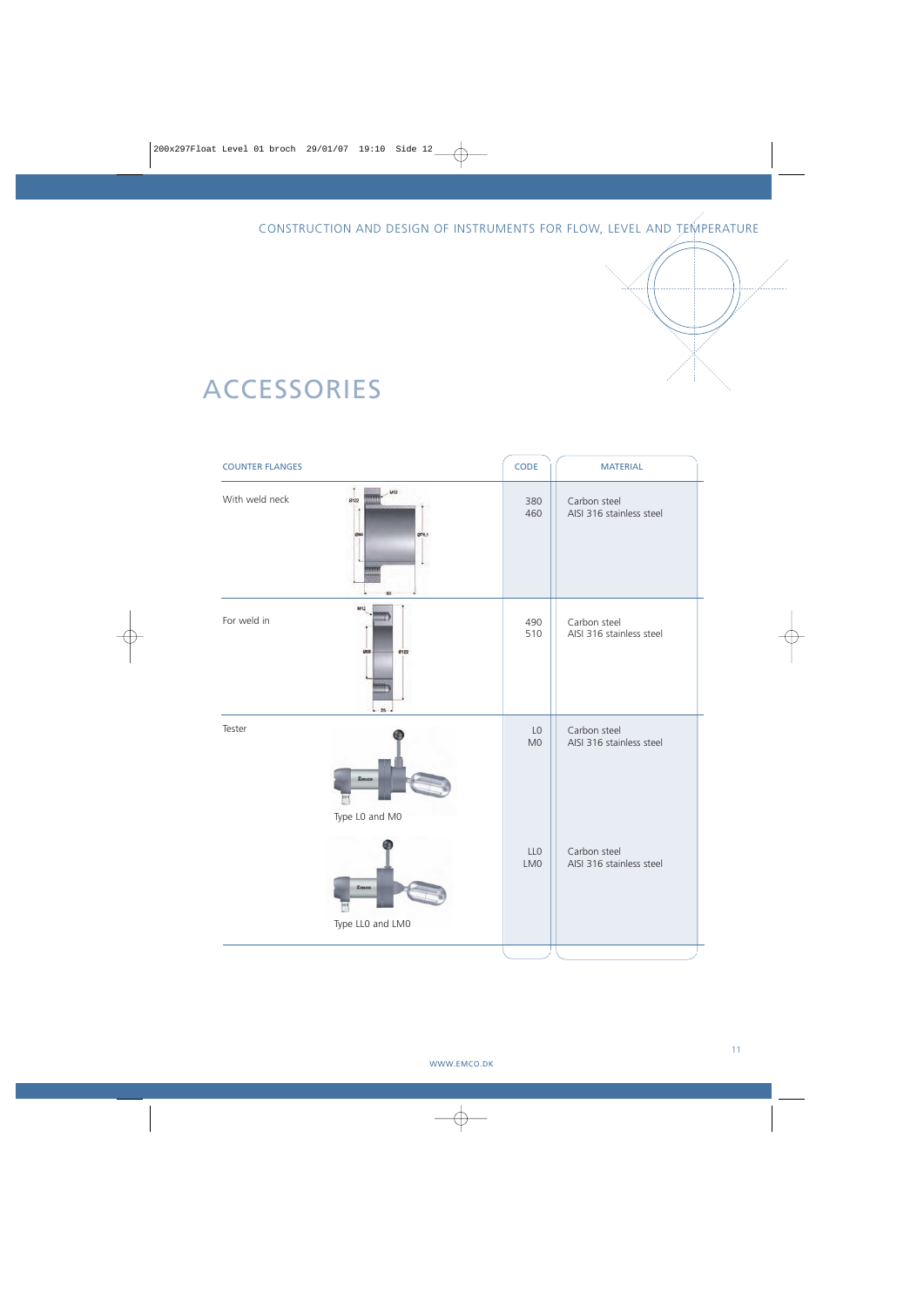# ACCESSORIES

| COUNTER FLANGES | CODE | MATERIAL |
|---|---|---|
| With weld neck | 380<br>460 | Carbon steel<br>AISI 316 stainless steel |
| For weld in | 490<br>510 | Carbon steel<br>AISI 316 stainless steel |
| Tester<br>Type L0 and M0 | L0<br>M0 | Carbon steel<br>AISI 316 stainless steel |
| Type LL0 and LM0 | LL0<br>LM0 | Carbon steel<br>AISI 316 stainless steel |

WWW.EMCO.DK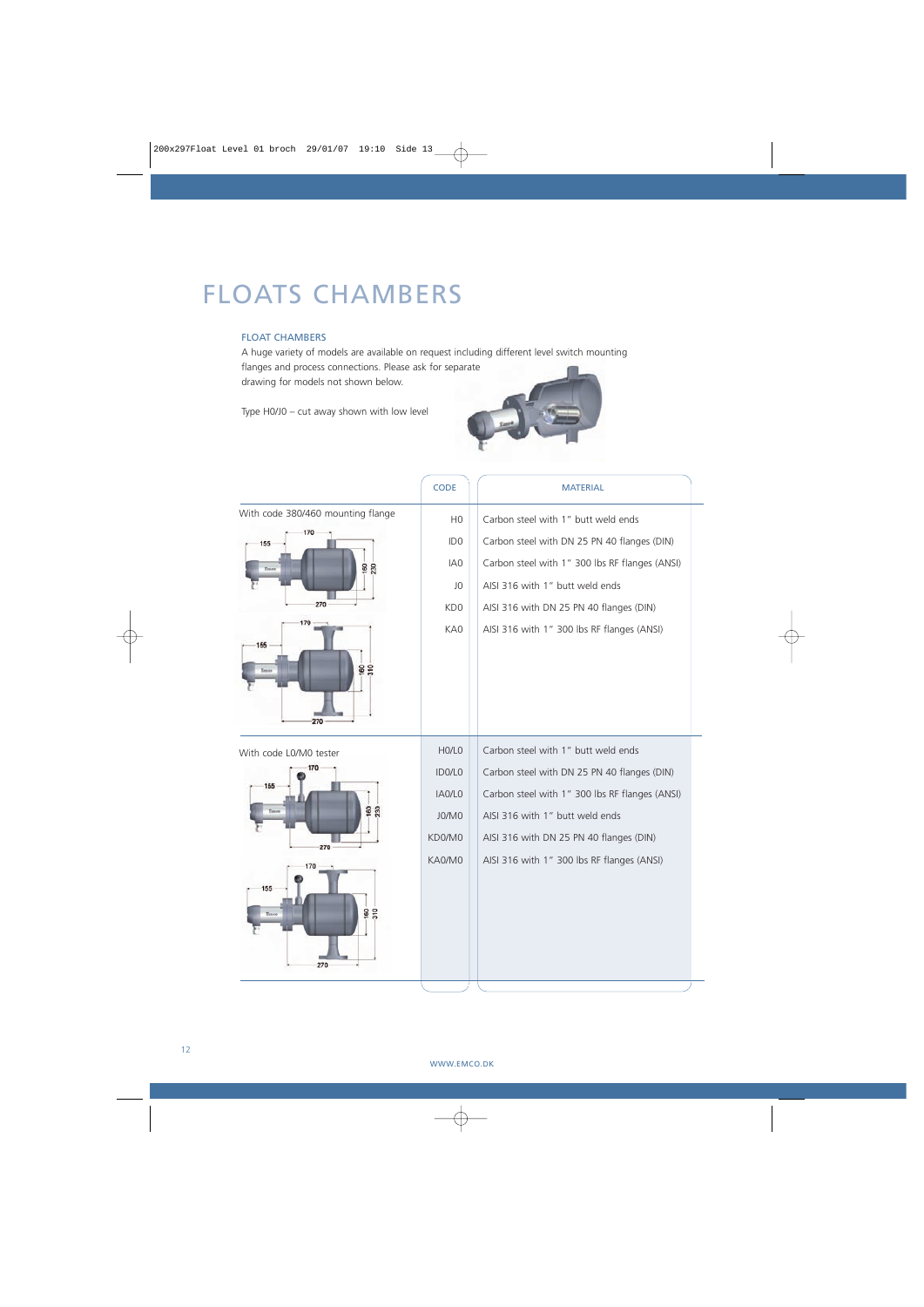# FLOATS CHAMBERS

### FLOAT CHAMBERS

A huge variety of models are available on request including different level switch mounting flanges and process connections. Please ask for separate drawing for models not shown below.

Type H0/J0 – cut away shown with low level

| | CODE | MATERIAL |
|---|---|---|
| With code 380/460 mounting flange | H0 | Carbon steel with 1" butt weld ends |
| | ID0 | Carbon steel with DN 25 PN 40 flanges (DIN) |
| | IA0 | Carbon steel with 1" 300 lbs RF flanges (ANSI) |
| | J0 | AISI 316 with 1" butt weld ends |
| | KD0 | AISI 316 with DN 25 PN 40 flanges (DIN) |
| | KA0 | AISI 316 with 1" 300 lbs RF flanges (ANSI) |
| With code L0/M0 tester | H0/L0 | Carbon steel with 1" butt weld ends |
| | ID0/L0 | Carbon steel with DN 25 PN 40 flanges (DIN) |
| | IA0/L0 | Carbon steel with 1" 300 lbs RF flanges (ANSI) |
| | J0/M0 | AISI 316 with 1" butt weld ends |
| | KD0/M0 | AISI 316 with DN 25 PN 40 flanges (DIN) |
| | KA0/M0 | AISI 316 with 1" 300 lbs RF flanges (ANSI) |

WWW.EMCO.DK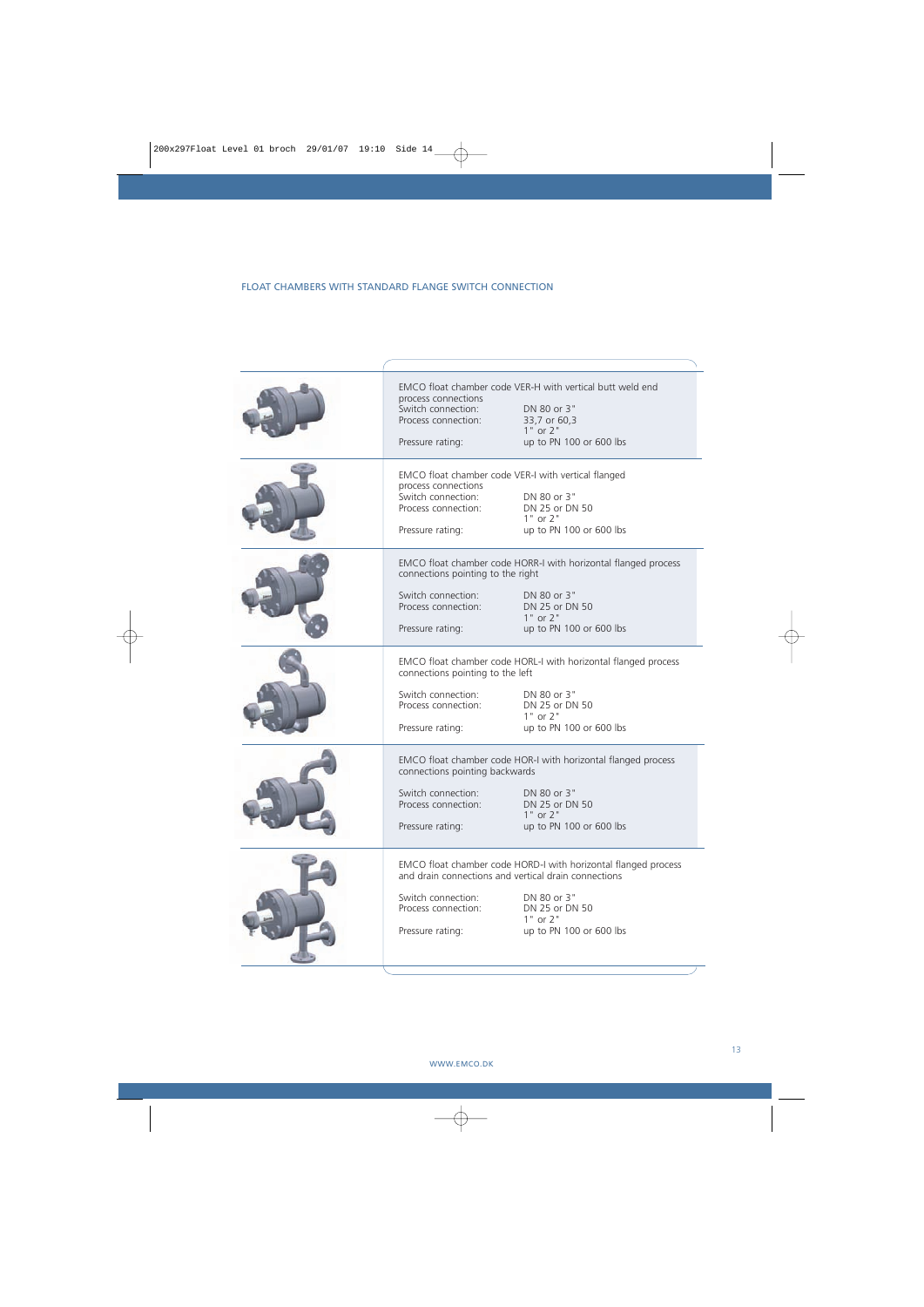## FLOAT CHAMBERS WITH STANDARD FLANGE SWITCH CONNECTION

EMCO float chamber code VER-H with vertical butt weld end process connections

| | |
|---|---|
| Switch connection: | DN 80 or 3" |
| Process connection: | 33,7 or 60,3 |
| | 1" or 2" |
| Pressure rating: | up to PN 100 or 600 lbs |

EMCO float chamber code VER-I with vertical flanged process connections

| | |
|---|---|
| Switch connection: | DN 80 or 3" |
| Process connection: | DN 25 or DN 50 |
| | 1" or 2" |
| Pressure rating: | up to PN 100 or 600 lbs |

EMCO float chamber code HORR-I with horizontal flanged process connections pointing to the right

| | |
|---|---|
| Switch connection: | DN 80 or 3" |
| Process connection: | DN 25 or DN 50 |
| | 1" or 2" |
| Pressure rating: | up to PN 100 or 600 lbs |

EMCO float chamber code HORL-I with horizontal flanged process connections pointing to the left

| | |
|---|---|
| Switch connection: | DN 80 or 3" |
| Process connection: | DN 25 or DN 50 |
| | 1" or 2" |
| Pressure rating: | up to PN 100 or 600 lbs |

EMCO float chamber code HOR-I with horizontal flanged process connections pointing backwards

| | |
|---|---|
| Switch connection: | DN 80 or 3" |
| Process connection: | DN 25 or DN 50 |
| | 1" or 2" |
| Pressure rating: | up to PN 100 or 600 lbs |

EMCO float chamber code HORD-I with horizontal flanged process and drain connections and vertical drain connections

| | |
|---|---|
| Switch connection: | DN 80 or 3" |
| Process connection: | DN 25 or DN 50 |
| | 1" or 2" |
| Pressure rating: | up to PN 100 or 600 lbs |

WWW.EMCO.DK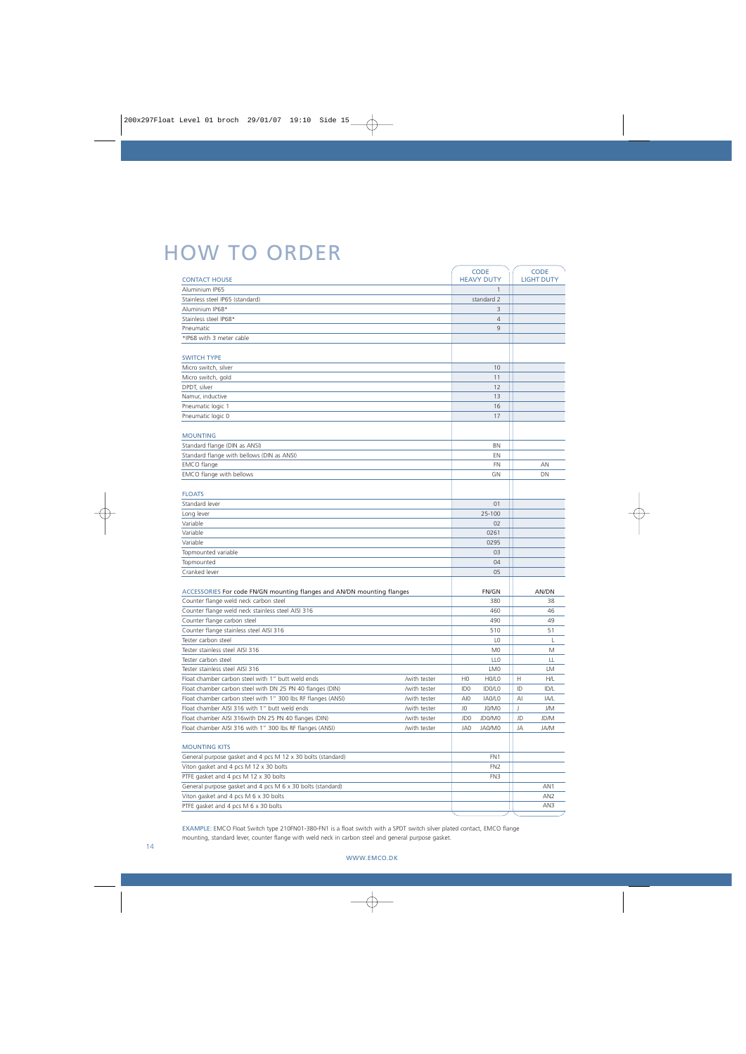# HOW TO ORDER

| CONTACT HOUSE | | CODE HEAVY DUTY | | CODE LIGHT DUTY | |
|---|---|---|---|---|---|
| Aluminium IP65 | | | 1 | | |
| Stainless steel IP65 (standard) | | | standard 2 | | |
| Aluminium IP68* | | | 3 | | |
| Stainless steel IP68* | | | 4 | | |
| Pneumatic | | | 9 | | |
| *IP68 with 3 meter cable | | | | | |
| **SWITCH TYPE** | | | | | |
| Micro switch, silver | | | 10 | | |
| Micro switch, gold | | | 11 | | |
| DPDT, silver | | | 12 | | |
| Namur, inductive | | | 13 | | |
| Pneumatic logic 1 | | | 16 | | |
| Pneumatic logic 0 | | | 17 | | |
| **MOUNTING** | | | | | |
| Standard flange (DIN as ANSI) | | | BN | | |
| Standard flange with bellows (DIN as ANSI) | | | EN | | |
| EMCO flange | | | FN | | AN |
| EMCO flange with bellows | | | GN | | DN |
| **FLOATS** | | | | | |
| Standard lever | | | 01 | | |
| Long lever | | | 25-100 | | |
| Variable | | | 02 | | |
| Variable | | | 0261 | | |
| Variable | | | 0295 | | |
| Topmounted variable | | | 03 | | |
| Topmounted | | | 04 | | |
| Cranked lever | | | 05 | | |
| **ACCESSORIES** For code FN/GN mounting flanges and AN/DN mounting flanges | | | FN/GN | | AN/DN |
| Counter flange weld neck carbon steel | | | 380 | | 38 |
| Counter flange weld neck stainless steel AISI 316 | | | 460 | | 46 |
| Counter flange carbon steel | | | 490 | | 49 |
| Counter flange stainless steel AISI 316 | | | 510 | | 51 |
| Tester carbon steel | | | L0 | | L |
| Tester stainless steel AISI 316 | | | M0 | | M |
| Tester carbon steel | | | LL0 | | LL |
| Tester stainless steel AISI 316 | | | LM0 | | LM |
| Float chamber carbon steel with 1" butt weld ends | /with tester | H0 | H0/L0 | H | H/L |
| Float chamber carbon steel with DN 25 PN 40 flanges (DIN) | /with tester | ID0 | ID0/L0 | ID | ID/L |
| Float chamber carbon steel with 1" 300 lbs RF flanges (ANSI) | /with tester | AI0 | IA0/L0 | AI | IA/L |
| Float chamber AISI 316 with 1" butt weld ends | /with tester | J0 | J0/M0 | J | J/M |
| Float chamber AISI 316with DN 25 PN 40 flanges (DIN) | /with tester | JD0 | JD0/M0 | JD | JD/M |
| Float chamber AISI 316 with 1" 300 lbs RF flanges (ANSI) | /with tester | JA0 | JA0/M0 | JA | JA/M |
| **MOUNTING KITS** | | | | | |
| General purpose gasket and 4 pcs M 12 x 30 bolts (standard) | | | FN1 | | |
| Viton gasket and 4 pcs M 12 x 30 bolts | | | FN2 | | |
| PTFE gasket and 4 pcs M 12 x 30 bolts | | | FN3 | | |
| General purpose gasket and 4 pcs M 6 x 30 bolts (standard) | | | | | AN1 |
| Viton gasket and 4 pcs M 6 x 30 bolts | | | | | AN2 |
| PTFE gasket and 4 pcs M 6 x 30 bolts | | | | | AN3 |

EXAMPLE: EMCO Float Switch type 210FN01-380-FN1 is a float switch with a SPDT switch silver plated contact, EMCO flange mounting, standard lever, counter flange with weld neck in carbon steel and general purpose gasket.

WWW.EMCO.DK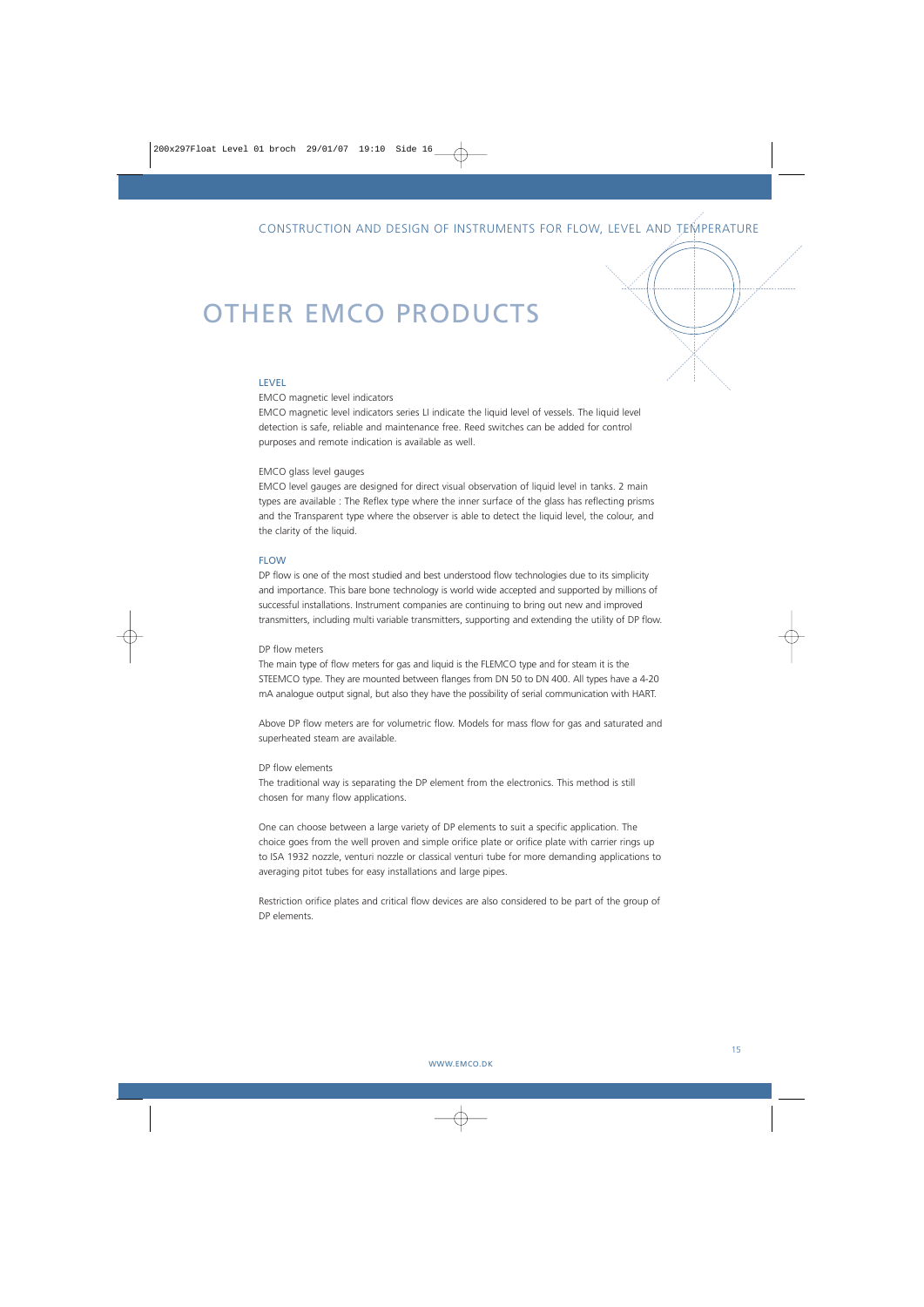# OTHER EMCO PRODUCTS

## LEVEL

### EMCO magnetic level indicators

EMCO magnetic level indicators series LI indicate the liquid level of vessels. The liquid level detection is safe, reliable and maintenance free. Reed switches can be added for control purposes and remote indication is available as well.

### EMCO glass level gauges

EMCO level gauges are designed for direct visual observation of liquid level in tanks. 2 main types are available : The Reflex type where the inner surface of the glass has reflecting prisms and the Transparent type where the observer is able to detect the liquid level, the colour, and the clarity of the liquid.

## FLOW

DP flow is one of the most studied and best understood flow technologies due to its simplicity and importance. This bare bone technology is world wide accepted and supported by millions of successful installations. Instrument companies are continuing to bring out new and improved transmitters, including multi variable transmitters, supporting and extending the utility of DP flow.

### DP flow meters

The main type of flow meters for gas and liquid is the FLEMCO type and for steam it is the STEEMCO type. They are mounted between flanges from DN 50 to DN 400. All types have a 4-20 mA analogue output signal, but also they have the possibility of serial communication with HART.

Above DP flow meters are for volumetric flow. Models for mass flow for gas and saturated and superheated steam are available.

### DP flow elements

The traditional way is separating the DP element from the electronics. This method is still chosen for many flow applications.

One can choose between a large variety of DP elements to suit a specific application. The choice goes from the well proven and simple orifice plate or orifice plate with carrier rings up to ISA 1932 nozzle, venturi nozzle or classical venturi tube for more demanding applications to averaging pitot tubes for easy installations and large pipes.

Restriction orifice plates and critical flow devices are also considered to be part of the group of DP elements.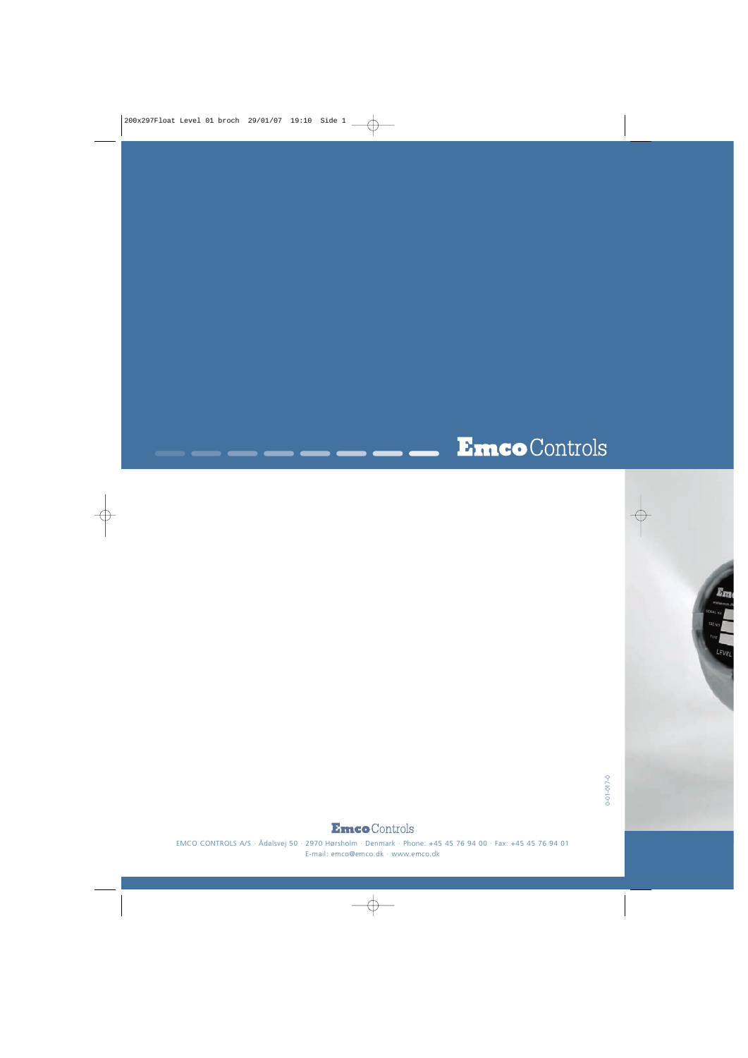**Emco** Controls

0-01-017-0

**Emco** Controls

EMCO CONTROLS A/S · Ådalsvej 50 · 2970 Hørsholm · Denmark · Phone: +45 45 76 94 00 · Fax: +45 45 76 94 01
E-mail: emco@emco.dk · www.emco.dk